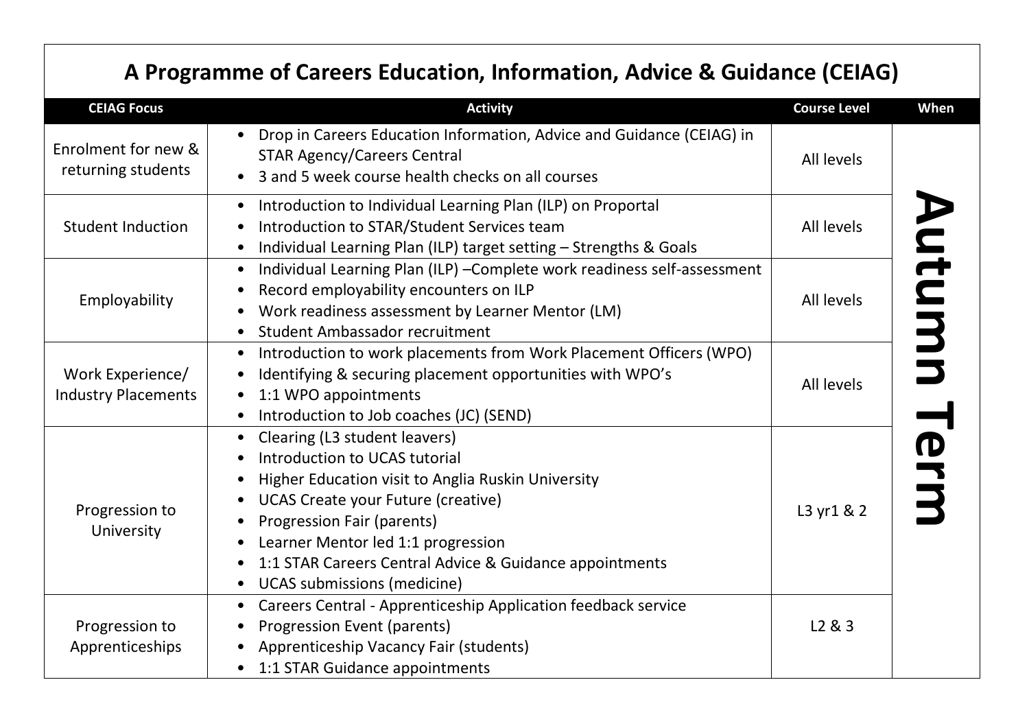# A Programme of Careers Education, Information, Advice & Guidance (CEIAG)

| CEIAG Focus | Activity | Course Level | When |
|---|---|---|---|
| Enrolment for new & returning students | • Drop in Careers Education Information, Advice and Guidance (CEIAG) in STAR Agency/Careers Central<br>• 3 and 5 week course health checks on all courses | All levels | Autumn Term |
| Student Induction | • Introduction to Individual Learning Plan (ILP) on Proportal<br>• Introduction to STAR/Student Services team<br>• Individual Learning Plan (ILP) target setting – Strengths & Goals | All levels | |
| Employability | • Individual Learning Plan (ILP) –Complete work readiness self-assessment<br>• Record employability encounters on ILP<br>• Work readiness assessment by Learner Mentor (LM)<br>• Student Ambassador recruitment | All levels | |
| Work Experience/ Industry Placements | • Introduction to work placements from Work Placement Officers (WPO)<br>• Identifying & securing placement opportunities with WPO's<br>• 1:1 WPO appointments<br>• Introduction to Job coaches (JC) (SEND) | All levels | |
| Progression to University | • Clearing (L3 student leavers)<br>• Introduction to UCAS tutorial<br>• Higher Education visit to Anglia Ruskin University<br>• UCAS Create your Future (creative)<br>• Progression Fair (parents)<br>• Learner Mentor led 1:1 progression<br>• 1:1 STAR Careers Central Advice & Guidance appointments<br>• UCAS submissions (medicine) | L3 yr1 & 2 | |
| Progression to Apprenticeships | • Careers Central - Apprenticeship Application feedback service<br>• Progression Event (parents)<br>• Apprenticeship Vacancy Fair (students)<br>• 1:1 STAR Guidance appointments | L2 & 3 | |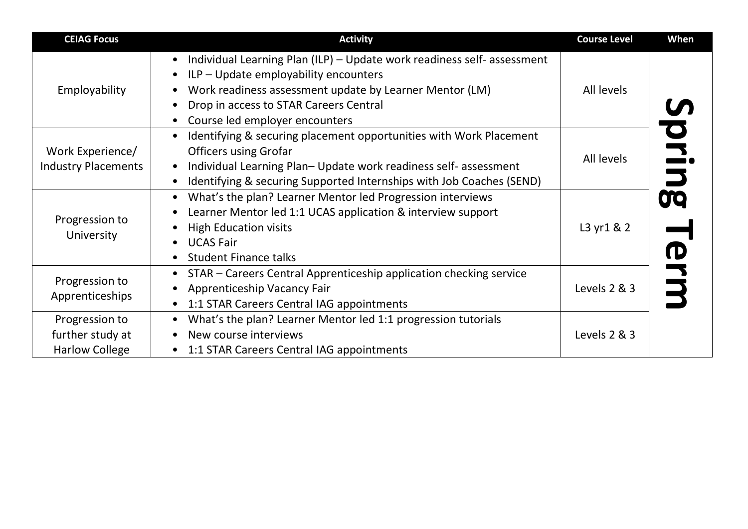| CEIAG Focus | Activity | Course Level | When |
|---|---|---|---|
| Employability | • Individual Learning Plan (ILP) – Update work readiness self- assessment<br>• ILP – Update employability encounters<br>• Work readiness assessment update by Learner Mentor (LM)<br>• Drop in access to STAR Careers Central<br>• Course led employer encounters | All levels | Spring Term |
| Work Experience/ Industry Placements | • Identifying & securing placement opportunities with Work Placement Officers using Grofar<br>• Individual Learning Plan– Update work readiness self- assessment<br>• Identifying & securing Supported Internships with Job Coaches (SEND) | All levels | |
| Progression to University | • What's the plan? Learner Mentor led Progression interviews<br>• Learner Mentor led 1:1 UCAS application & interview support<br>• High Education visits<br>• UCAS Fair<br>• Student Finance talks | L3 yr1 & 2 | |
| Progression to Apprenticeships | • STAR – Careers Central Apprenticeship application checking service<br>• Apprenticeship Vacancy Fair<br>• 1:1 STAR Careers Central IAG appointments | Levels 2 & 3 | |
| Progression to further study at Harlow College | • What's the plan? Learner Mentor led 1:1 progression tutorials<br>• New course interviews<br>• 1:1 STAR Careers Central IAG appointments | Levels 2 & 3 | |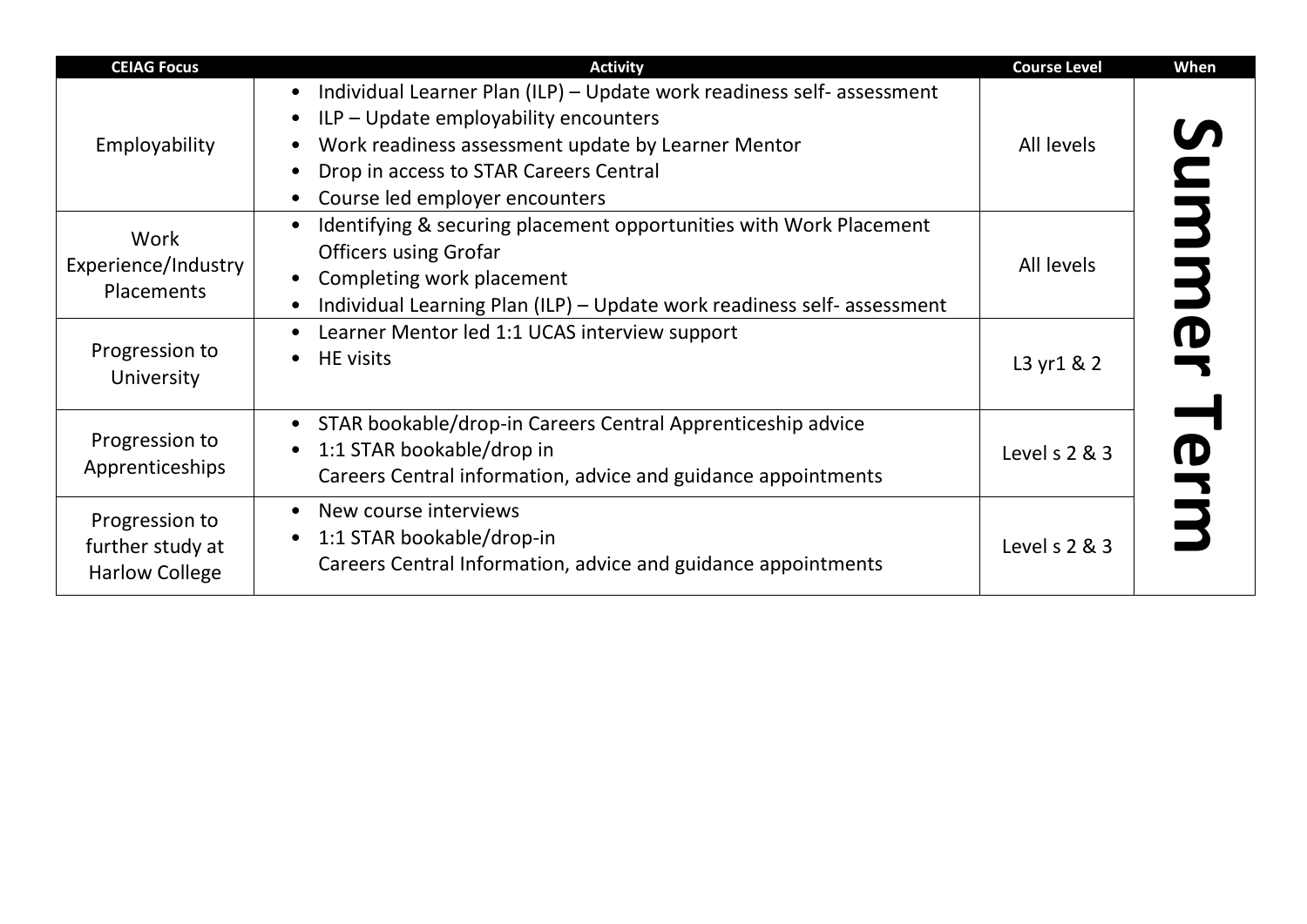| CEIAG Focus | Activity | Course Level | When |
|---|---|---|---|
| Employability | • Individual Learner Plan (ILP) – Update work readiness self- assessment<br>• ILP – Update employability encounters<br>• Work readiness assessment update by Learner Mentor<br>• Drop in access to STAR Careers Central<br>• Course led employer encounters | All levels | **Summer Term** |
| Work Experience/Industry Placements | • Identifying & securing placement opportunities with Work Placement Officers using Grofar<br>• Completing work placement<br>• Individual Learning Plan (ILP) – Update work readiness self- assessment | All levels | |
| Progression to University | • Learner Mentor led 1:1 UCAS interview support<br>• HE visits | L3 yr1 & 2 | |
| Progression to Apprenticeships | • STAR bookable/drop-in Careers Central Apprenticeship advice<br>• 1:1 STAR bookable/drop in Careers Central information, advice and guidance appointments | Level s 2 & 3 | |
| Progression to further study at Harlow College | • New course interviews<br>• 1:1 STAR bookable/drop-in Careers Central Information, advice and guidance appointments | Level s 2 & 3 | |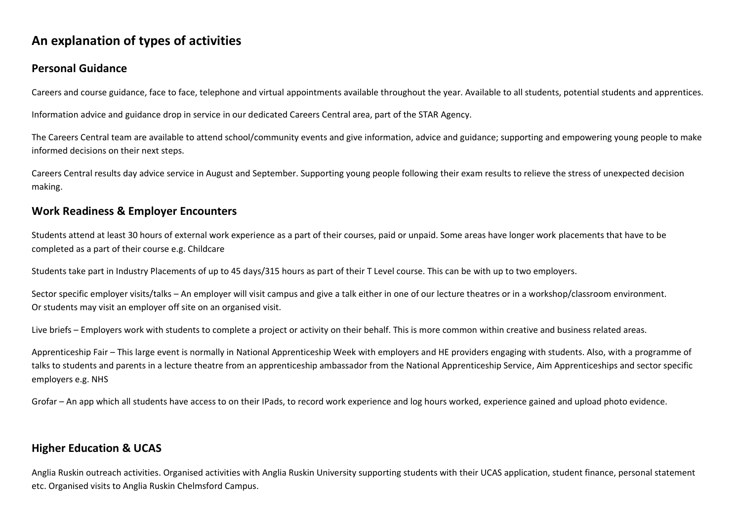# An explanation of types of activities

## Personal Guidance

Careers and course guidance, face to face, telephone and virtual appointments available throughout the year. Available to all students, potential students and apprentices.

Information advice and guidance drop in service in our dedicated Careers Central area, part of the STAR Agency.

The Careers Central team are available to attend school/community events and give information, advice and guidance; supporting and empowering young people to make informed decisions on their next steps.

Careers Central results day advice service in August and September. Supporting young people following their exam results to relieve the stress of unexpected decision making.

## Work Readiness & Employer Encounters

Students attend at least 30 hours of external work experience as a part of their courses, paid or unpaid. Some areas have longer work placements that have to be completed as a part of their course e.g. Childcare

Students take part in Industry Placements of up to 45 days/315 hours as part of their T Level course. This can be with up to two employers.

Sector specific employer visits/talks – An employer will visit campus and give a talk either in one of our lecture theatres or in a workshop/classroom environment. Or students may visit an employer off site on an organised visit.

Live briefs – Employers work with students to complete a project or activity on their behalf. This is more common within creative and business related areas.

Apprenticeship Fair – This large event is normally in National Apprenticeship Week with employers and HE providers engaging with students. Also, with a programme of talks to students and parents in a lecture theatre from an apprenticeship ambassador from the National Apprenticeship Service, Aim Apprenticeships and sector specific employers e.g. NHS

Grofar – An app which all students have access to on their IPads, to record work experience and log hours worked, experience gained and upload photo evidence.

## Higher Education & UCAS

Anglia Ruskin outreach activities. Organised activities with Anglia Ruskin University supporting students with their UCAS application, student finance, personal statement etc. Organised visits to Anglia Ruskin Chelmsford Campus.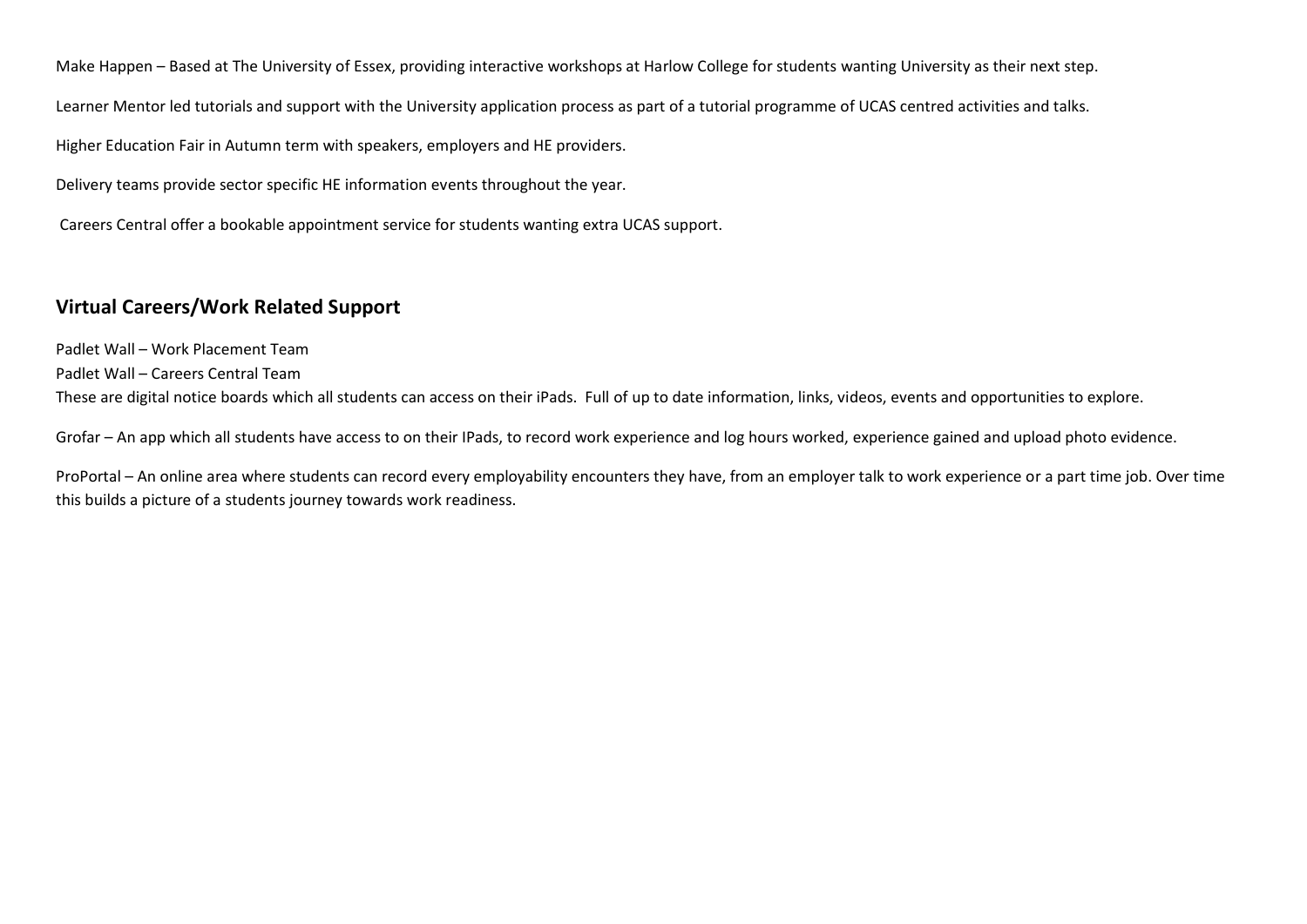Make Happen – Based at The University of Essex, providing interactive workshops at Harlow College for students wanting University as their next step.

Learner Mentor led tutorials and support with the University application process as part of a tutorial programme of UCAS centred activities and talks.

Higher Education Fair in Autumn term with speakers, employers and HE providers.

Delivery teams provide sector specific HE information events throughout the year.

Careers Central offer a bookable appointment service for students wanting extra UCAS support.

## Virtual Careers/Work Related Support

Padlet Wall – Work Placement Team
Padlet Wall – Careers Central Team
These are digital notice boards which all students can access on their iPads. Full of up to date information, links, videos, events and opportunities to explore.

Grofar – An app which all students have access to on their IPads, to record work experience and log hours worked, experience gained and upload photo evidence.

ProPortal – An online area where students can record every employability encounters they have, from an employer talk to work experience or a part time job. Over time this builds a picture of a students journey towards work readiness.